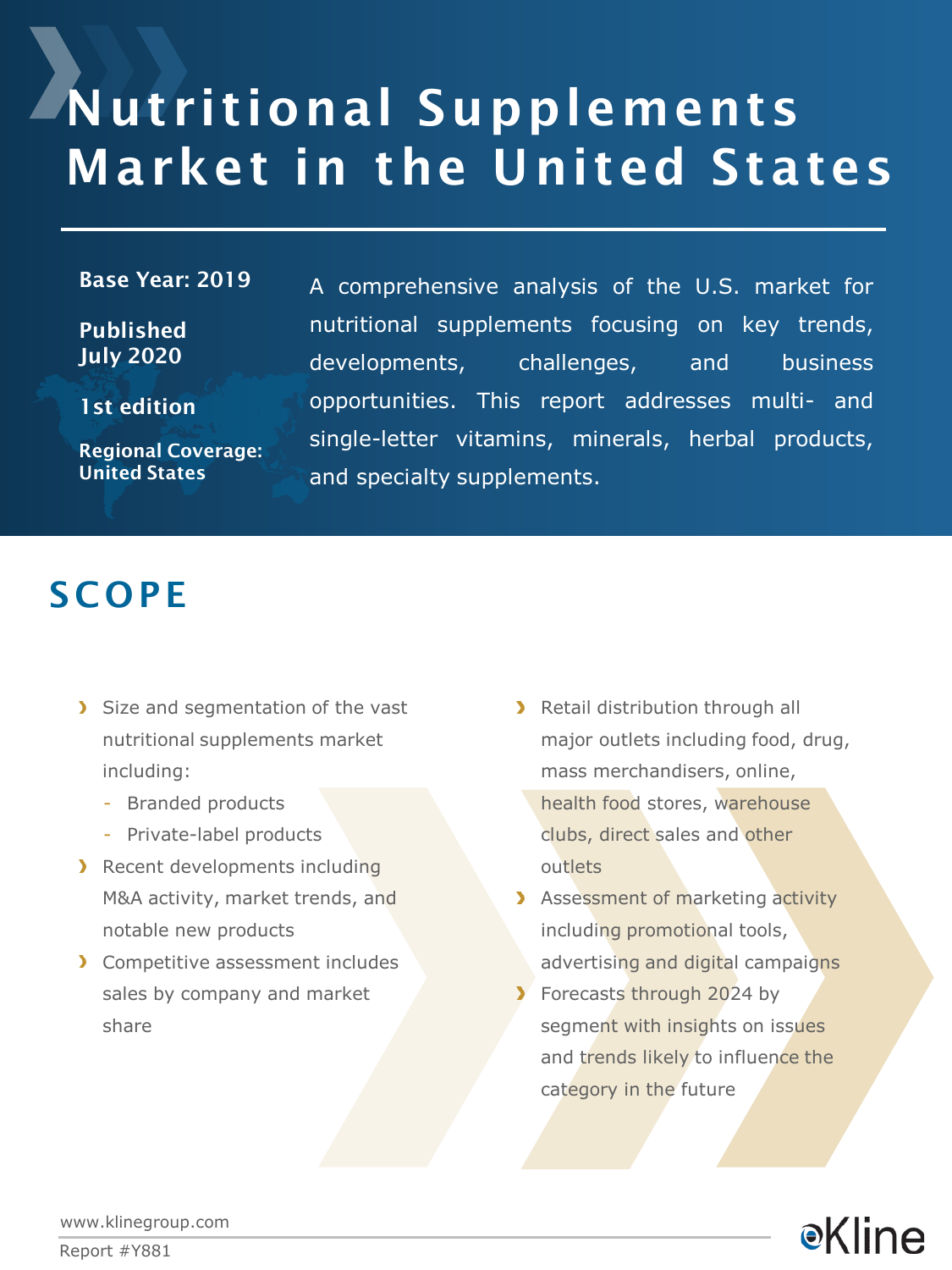# Nutritional Supplements Market in the United States

**Base Year: 2019**

**Published July 2020**

**1st edition**

**Regional Coverage: United States**

A comprehensive analysis of the U.S. market for nutritional supplements focusing on key trends, developments, challenges, and business opportunities. This report addresses multi- and single-letter vitamins, minerals, herbal products, and specialty supplements.

## SCOPE

- Size and segmentation of the vast nutritional supplements market including:
  - Branded products
  - Private-label products
- Recent developments including M&A activity, market trends, and notable new products
- Competitive assessment includes sales by company and market share
- Retail distribution through all major outlets including food, drug, mass merchandisers, online, health food stores, warehouse clubs, direct sales and other outlets
- Assessment of marketing activity including promotional tools, advertising and digital campaigns
- Forecasts through 2024 by segment with insights on issues and trends likely to influence the category in the future

www.klinegroup.com

Report #Y881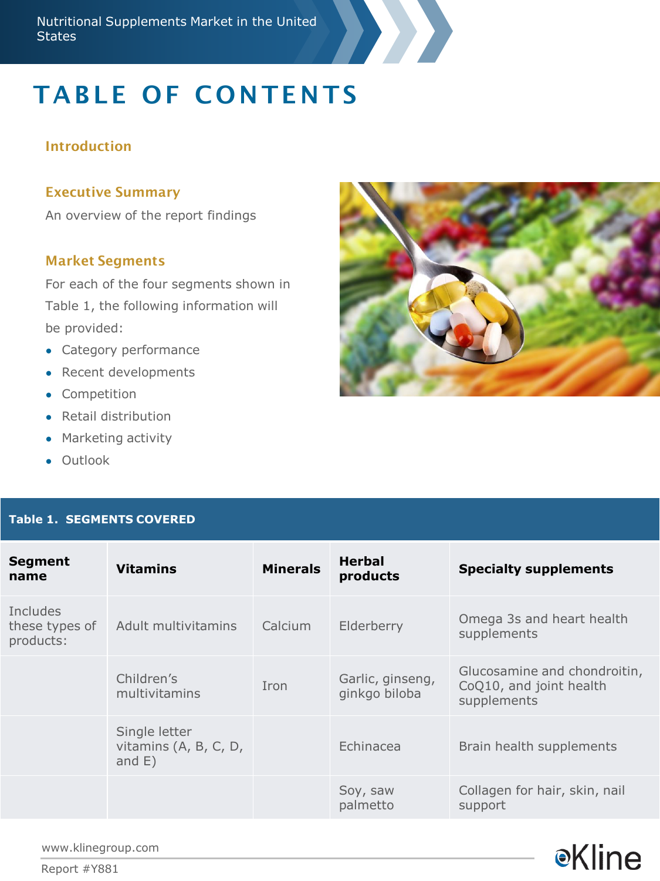# TABLE OF CONTENTS

### Introduction

### Executive Summary

An overview of the report findings

### Market Segments

For each of the four segments shown in Table 1, the following information will be provided:

- Category performance
- Recent developments
- Competition
- Retail distribution
- Marketing activity
- Outlook

**Table 1. SEGMENTS COVERED**

| Segment name | Vitamins | Minerals | Herbal products | Specialty supplements |
|---|---|---|---|---|
| Includes these types of products: | Adult multivitamins | Calcium | Elderberry | Omega 3s and heart health supplements |
| | Children's multivitamins | Iron | Garlic, ginseng, ginkgo biloba | Glucosamine and chondroitin, CoQ10, and joint health supplements |
| | Single letter vitamins (A, B, C, D, and E) | | Echinacea | Brain health supplements |
| | | | Soy, saw palmetto | Collagen for hair, skin, nail support |

www.klinegroup.com

Report #Y881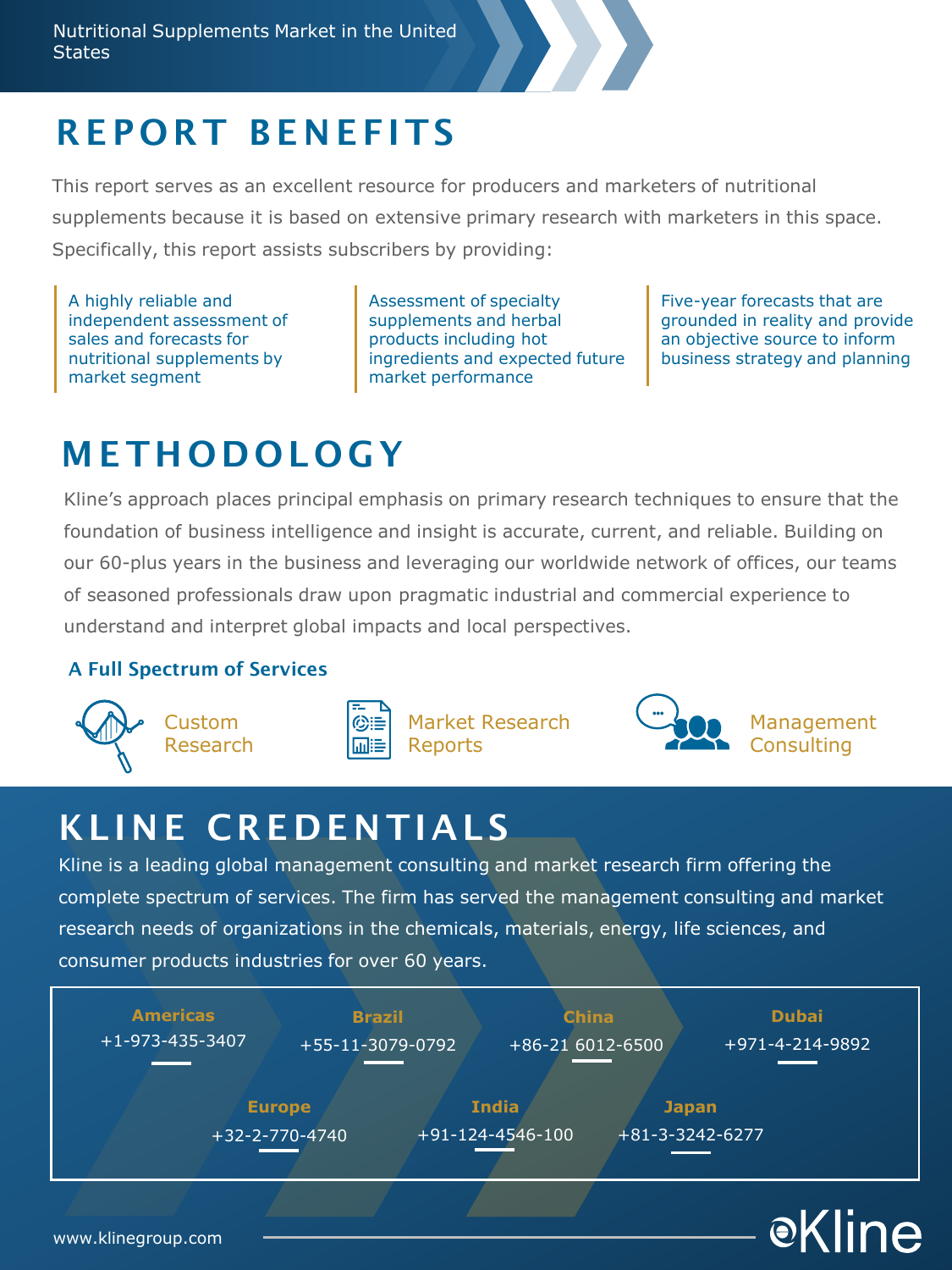## REPORT BENEFITS

This report serves as an excellent resource for producers and marketers of nutritional supplements because it is based on extensive primary research with marketers in this space. Specifically, this report assists subscribers by providing:

- A highly reliable and independent assessment of sales and forecasts for nutritional supplements by market segment
- Assessment of specialty supplements and herbal products including hot ingredients and expected future market performance
- Five-year forecasts that are grounded in reality and provide an objective source to inform business strategy and planning

## METHODOLOGY

Kline's approach places principal emphasis on primary research techniques to ensure that the foundation of business intelligence and insight is accurate, current, and reliable. Building on our 60-plus years in the business and leveraging our worldwide network of offices, our teams of seasoned professionals draw upon pragmatic industrial and commercial experience to understand and interpret global impacts and local perspectives.

### A Full Spectrum of Services

- Custom Research
- Market Research Reports
- Management Consulting

## KLINE CREDENTIALS

Kline is a leading global management consulting and market research firm offering the complete spectrum of services. The firm has served the management consulting and market research needs of organizations in the chemicals, materials, energy, life sciences, and consumer products industries for over 60 years.

**Americas**
+1-973-435-3407

**Brazil**
+55-11-3079-0792

**China**
+86-21 6012-6500

**Dubai**
+971-4-214-9892

**Europe**
+32-2-770-4740

**India**
+91-124-4546-100

**Japan**
+81-3-3242-6277

www.klinegroup.com

Kline